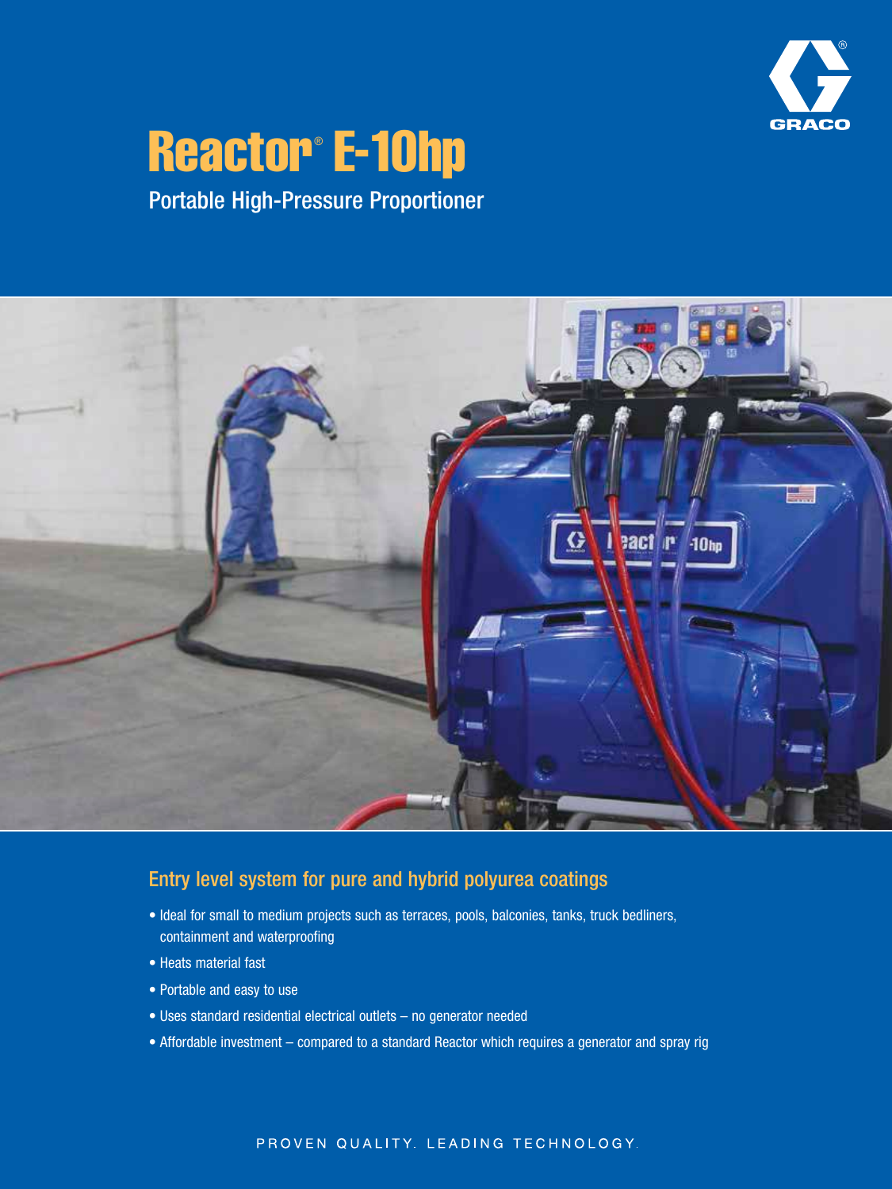# Reactor® E-10hp

## Portable High-Pressure Proportioner

### Entry level system for pure and hybrid polyurea coatings

- Ideal for small to medium projects such as terraces, pools, balconies, tanks, truck bedliners, containment and waterproofing
- Heats material fast
- Portable and easy to use
- Uses standard residential electrical outlets – no generator needed
- Affordable investment – compared to a standard Reactor which requires a generator and spray rig

PROVEN QUALITY. LEADING TECHNOLOGY.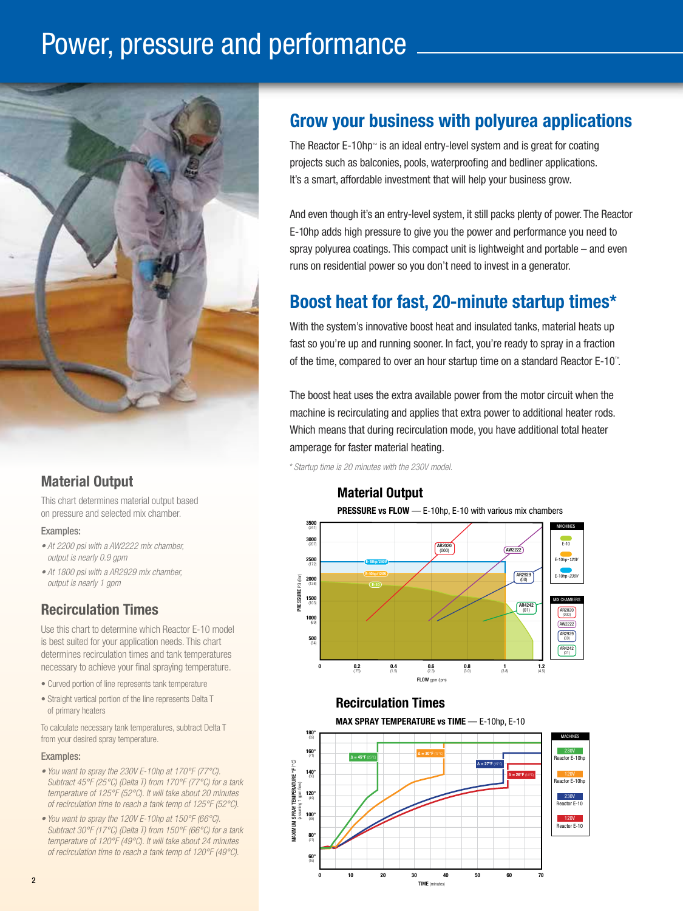# Power, pressure and performance

## Grow your business with polyurea applications

The Reactor E-10hp™ is an ideal entry-level system and is great for coating projects such as balconies, pools, waterproofing and bedliner applications. It's a smart, affordable investment that will help your business grow.

And even though it's an entry-level system, it still packs plenty of power. The Reactor E-10hp adds high pressure to give you the power and performance you need to spray polyurea coatings. This compact unit is lightweight and portable – and even runs on residential power so you don't need to invest in a generator.

## Boost heat for fast, 20-minute startup times*

With the system's innovative boost heat and insulated tanks, material heats up fast so you're up and running sooner. In fact, you're ready to spray in a fraction of the time, compared to over an hour startup time on a standard Reactor E-10™.

The boost heat uses the extra available power from the motor circuit when the machine is recirculating and applies that extra power to additional heater rods. Which means that during recirculation mode, you have additional total heater amperage for faster material heating.

*\* Startup time is 20 minutes with the 230V model.*

## Material Output

This chart determines material output based on pressure and selected mix chamber.

### Examples:

- *At 2200 psi with a AW2222 mix chamber, output is nearly 0.9 gpm*
- *At 1800 psi with a AR2929 mix chamber, output is nearly 1 gpm*

## Recirculation Times

Use this chart to determine which Reactor E-10 model is best suited for your application needs. This chart determines recirculation times and tank temperatures necessary to achieve your final spraying temperature.

- Curved portion of line represents tank temperature
- Straight vertical portion of the line represents Delta T of primary heaters

To calculate necessary tank temperatures, subtract Delta T from your desired spray temperature.

### Examples:

- *You want to spray the 230V E-10hp at 170°F (77°C). Subtract 45°F (25°C) (Delta T) from 170°F (77°C) for a tank temperature of 125°F (52°C). It will take about 20 minutes of recirculation time to reach a tank temp of 125°F (52°C).*
- *You want to spray the 120V E-10hp at 150°F (66°C). Subtract 30°F (17°C) (Delta T) from 150°F (66°C) for a tank temperature of 120°F (49°C). It will take about 24 minutes of recirculation time to reach a tank temp of 120°F (49°C).*

### Material Output

**PRESSURE vs FLOW** — E-10hp, E-10 with various mix chambers

Pressure axis: PSI (Bar) 500 (34), 1000 (69), 1500 (103), 2000 (138), 2500 (172), 3000 (207), 3500 (241). Flow axis: gpm (lpm) 0.2 (.75), 0.4 (1.5), 0.6 (2.3), 0.8 (3.0), 1 (3.8), 1.2 (4.5).

Machines: E-10, E-10hp-120V, E-10hp-230V. Mix chambers: AR2020 (000), AW2222, AR2929 (00), AR4242 (01).

### Recirculation Times

**MAX SPRAY TEMPERATURE vs TIME** — E-10hp, E-10

Temperature axis: °F (°C) 60° (16), 80° (27), 100° (38), 120° (49), 140° (60), 160° (71), 180° (82) (assuming 1 gpm flow). Time axis: minutes 0–70.

Machines: 230V Reactor E-10hp (Δ = 45°F (25°C)), 120V Reactor E-10hp (Δ = 30°F (17°C)), 230V Reactor E-10 (Δ = 27°F (15°C)), 120V Reactor E-10 (Δ = 26°F (14°C)).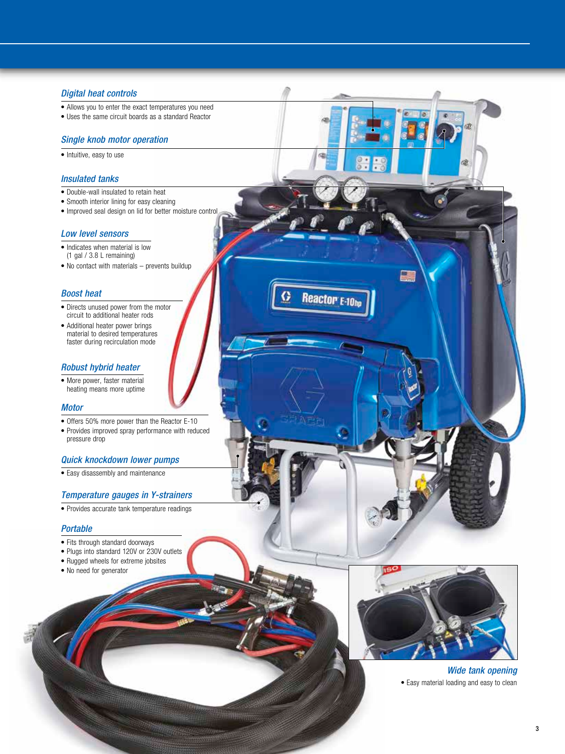### *Digital heat controls*

- Allows you to enter the exact temperatures you need
- Uses the same circuit boards as a standard Reactor

### *Single knob motor operation*

- Intuitive, easy to use

### *Insulated tanks*

- Double-wall insulated to retain heat
- Smooth interior lining for easy cleaning
- Improved seal design on lid for better moisture control

### *Low level sensors*

- Indicates when material is low (1 gal / 3.8 L remaining)
- No contact with materials – prevents buildup

### *Boost heat*

- Directs unused power from the motor circuit to additional heater rods
- Additional heater power brings material to desired temperatures faster during recirculation mode

### *Robust hybrid heater*

- More power, faster material heating means more uptime

### *Motor*

- Offers 50% more power than the Reactor E-10
- Provides improved spray performance with reduced pressure drop

### *Quick knockdown lower pumps*

- Easy disassembly and maintenance

### *Temperature gauges in Y-strainers*

- Provides accurate tank temperature readings

### *Portable*

- Fits through standard doorways
- Plugs into standard 120V or 230V outlets
- Rugged wheels for extreme jobsites
- No need for generator

### *Wide tank opening*

- Easy material loading and easy to clean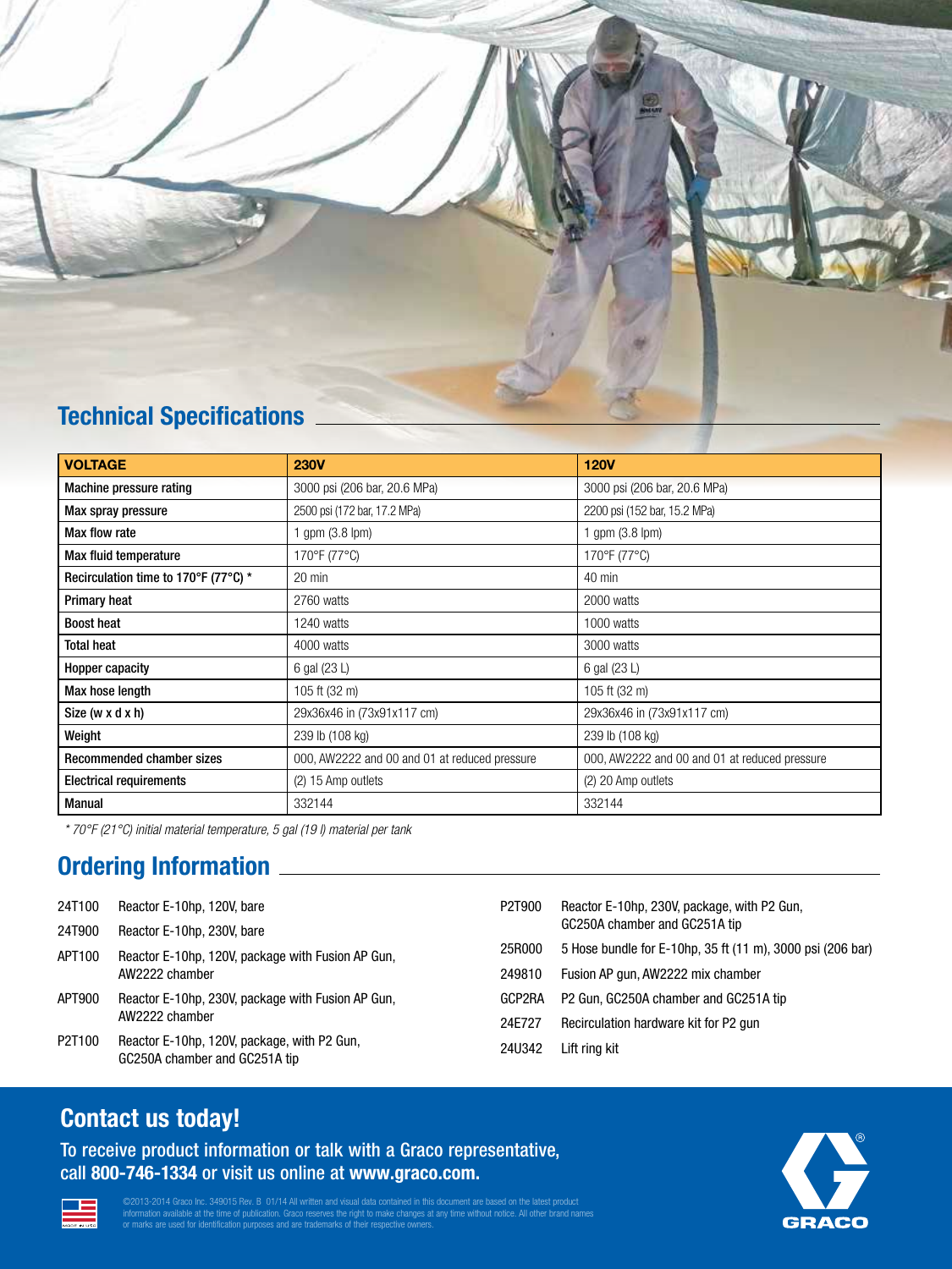## Technical Specifications

| VOLTAGE | 230V | 120V |
|---|---|---|
| Machine pressure rating | 3000 psi (206 bar, 20.6 MPa) | 3000 psi (206 bar, 20.6 MPa) |
| Max spray pressure | 2500 psi (172 bar, 17.2 MPa) | 2200 psi (152 bar, 15.2 MPa) |
| Max flow rate | 1 gpm (3.8 lpm) | 1 gpm (3.8 lpm) |
| Max fluid temperature | 170°F (77°C) | 170°F (77°C) |
| Recirculation time to 170°F (77°C) * | 20 min | 40 min |
| Primary heat | 2760 watts | 2000 watts |
| Boost heat | 1240 watts | 1000 watts |
| Total heat | 4000 watts | 3000 watts |
| Hopper capacity | 6 gal (23 L) | 6 gal (23 L) |
| Max hose length | 105 ft (32 m) | 105 ft (32 m) |
| Size (w x d x h) | 29x36x46 in (73x91x117 cm) | 29x36x46 in (73x91x117 cm) |
| Weight | 239 lb (108 kg) | 239 lb (108 kg) |
| Recommended chamber sizes | 000, AW2222 and 00 and 01 at reduced pressure | 000, AW2222 and 00 and 01 at reduced pressure |
| Electrical requirements | (2) 15 Amp outlets | (2) 20 Amp outlets |
| Manual | 332144 | 332144 |

*\* 70°F (21°C) initial material temperature, 5 gal (19 l) material per tank*

## Ordering Information

| | |
|---|---|
| 24T100 | Reactor E-10hp, 120V, bare |
| 24T900 | Reactor E-10hp, 230V, bare |
| APT100 | Reactor E-10hp, 120V, package with Fusion AP Gun, AW2222 chamber |
| APT900 | Reactor E-10hp, 230V, package with Fusion AP Gun, AW2222 chamber |
| P2T100 | Reactor E-10hp, 120V, package, with P2 Gun, GC250A chamber and GC251A tip |
| P2T900 | Reactor E-10hp, 230V, package, with P2 Gun, GC250A chamber and GC251A tip |
| 25R000 | 5 Hose bundle for E-10hp, 35 ft (11 m), 3000 psi (206 bar) |
| 249810 | Fusion AP gun, AW2222 mix chamber |
| GCP2RA | P2 Gun, GC250A chamber and GC251A tip |
| 24E727 | Recirculation hardware kit for P2 gun |
| 24U342 | Lift ring kit |

## Contact us today!

To receive product information or talk with a Graco representative, call **800-746-1334** or visit us online at **www.graco.com.**

©2013-2014 Graco Inc. 349015 Rev. B 01/14 All written and visual data contained in this document are based on the latest product information available at the time of publication. Graco reserves the right to make changes at any time without notice. All other brand names or marks are used for identification purposes and are trademarks of their respective owners.

GRACO